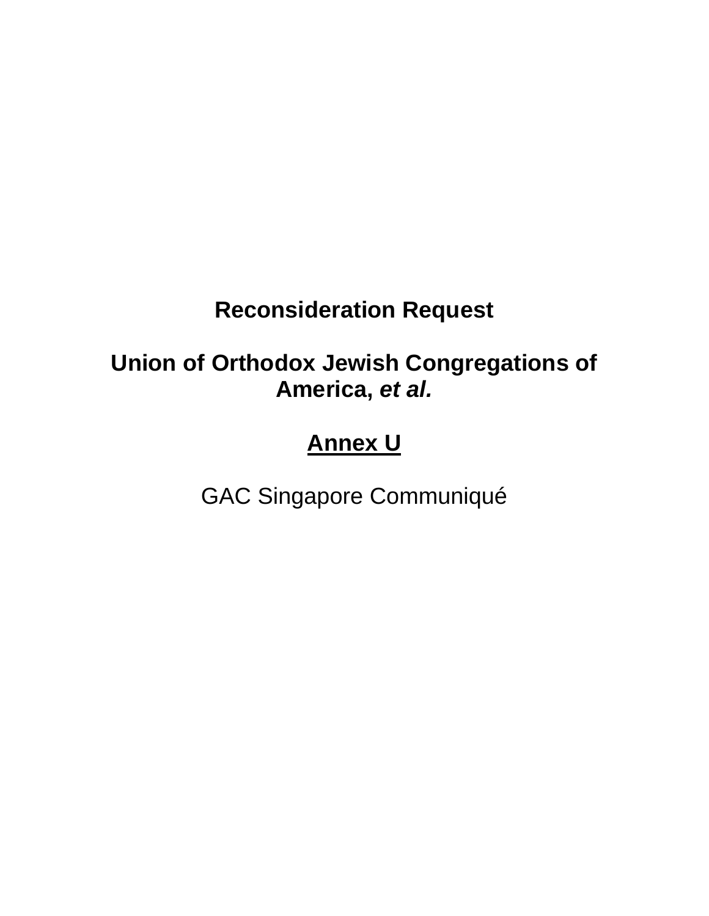**Reconsideration Request**

**Union of Orthodox Jewish Congregations of America, *et al.***

**<u>Annex U</u>**

GAC Singapore Communiqué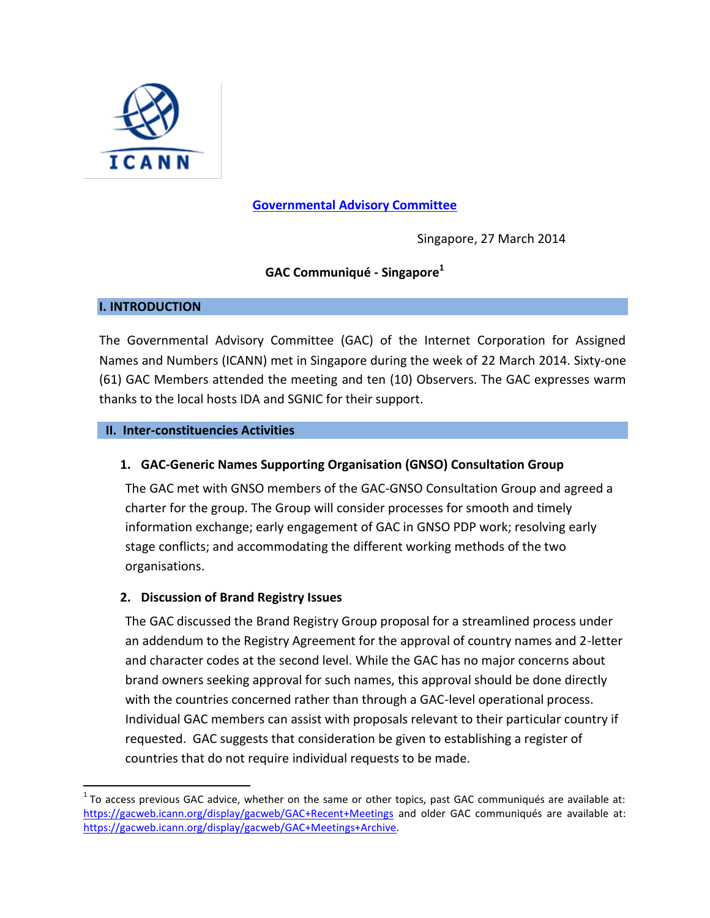**Governmental Advisory Committee**

Singapore, 27 March 2014

**GAC Communiqué - Singapore[1]**

## I. INTRODUCTION

The Governmental Advisory Committee (GAC) of the Internet Corporation for Assigned Names and Numbers (ICANN) met in Singapore during the week of 22 March 2014. Sixty-one (61) GAC Members attended the meeting and ten (10) Observers. The GAC expresses warm thanks to the local hosts IDA and SGNIC for their support.

## II. Inter-constituencies Activities

### 1. GAC-Generic Names Supporting Organisation (GNSO) Consultation Group

The GAC met with GNSO members of the GAC-GNSO Consultation Group and agreed a charter for the group. The Group will consider processes for smooth and timely information exchange; early engagement of GAC in GNSO PDP work; resolving early stage conflicts; and accommodating the different working methods of the two organisations.

### 2. Discussion of Brand Registry Issues

The GAC discussed the Brand Registry Group proposal for a streamlined process under an addendum to the Registry Agreement for the approval of country names and 2-letter and character codes at the second level. While the GAC has no major concerns about brand owners seeking approval for such names, this approval should be done directly with the countries concerned rather than through a GAC-level operational process. Individual GAC members can assist with proposals relevant to their particular country if requested. GAC suggests that consideration be given to establishing a register of countries that do not require individual requests to be made.

---

[1] To access previous GAC advice, whether on the same or other topics, past GAC communiqués are available at: https://gacweb.icann.org/display/gacweb/GAC+Recent+Meetings and older GAC communiqués are available at: https://gacweb.icann.org/display/gacweb/GAC+Meetings+Archive.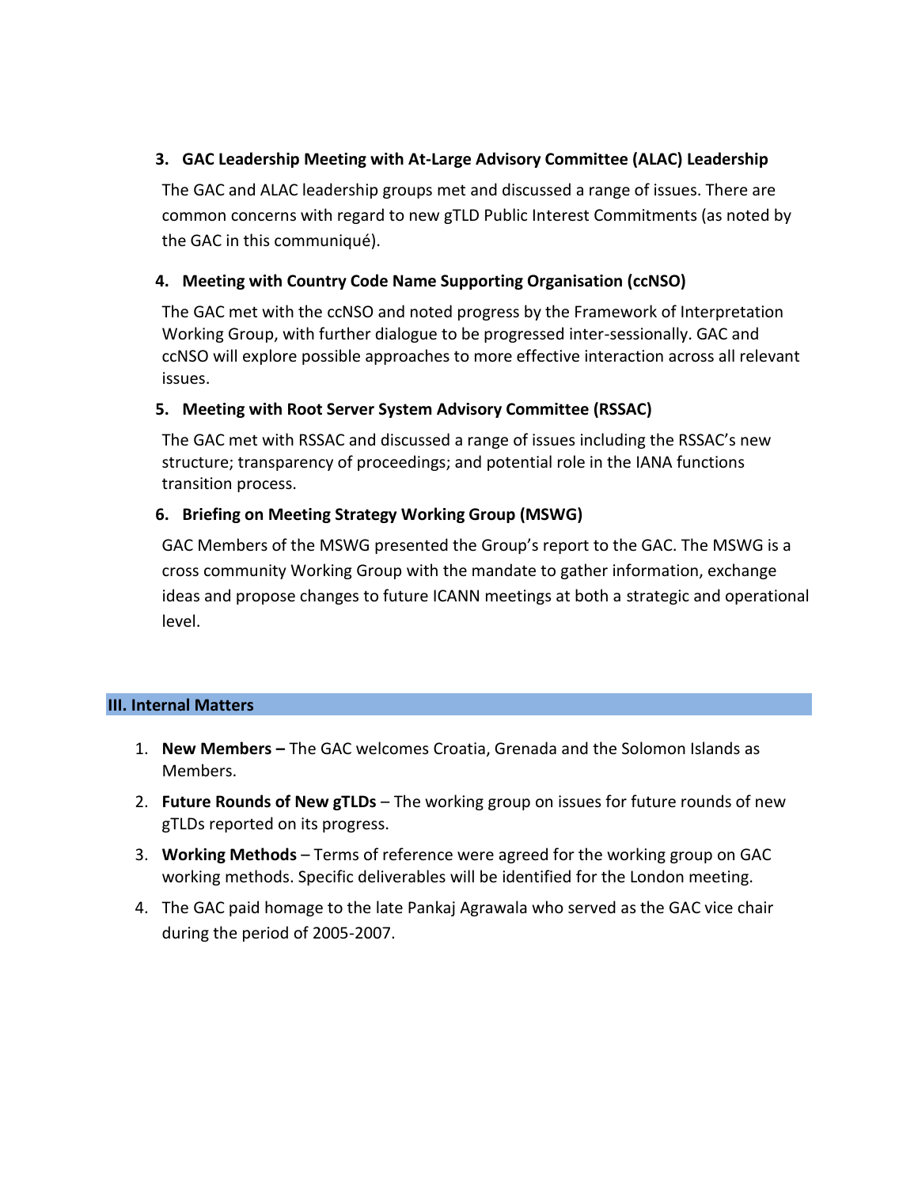**3. GAC Leadership Meeting with At-Large Advisory Committee (ALAC) Leadership**

The GAC and ALAC leadership groups met and discussed a range of issues. There are common concerns with regard to new gTLD Public Interest Commitments (as noted by the GAC in this communiqué).

**4. Meeting with Country Code Name Supporting Organisation (ccNSO)**

The GAC met with the ccNSO and noted progress by the Framework of Interpretation Working Group, with further dialogue to be progressed inter-sessionally. GAC and ccNSO will explore possible approaches to more effective interaction across all relevant issues.

**5. Meeting with Root Server System Advisory Committee (RSSAC)**

The GAC met with RSSAC and discussed a range of issues including the RSSAC's new structure; transparency of proceedings; and potential role in the IANA functions transition process.

**6. Briefing on Meeting Strategy Working Group (MSWG)**

GAC Members of the MSWG presented the Group's report to the GAC. The MSWG is a cross community Working Group with the mandate to gather information, exchange ideas and propose changes to future ICANN meetings at both a strategic and operational level.

## III. Internal Matters

1. **New Members –** The GAC welcomes Croatia, Grenada and the Solomon Islands as Members.
2. **Future Rounds of New gTLDs** – The working group on issues for future rounds of new gTLDs reported on its progress.
3. **Working Methods** – Terms of reference were agreed for the working group on GAC working methods. Specific deliverables will be identified for the London meeting.
4. The GAC paid homage to the late Pankaj Agrawala who served as the GAC vice chair during the period of 2005-2007.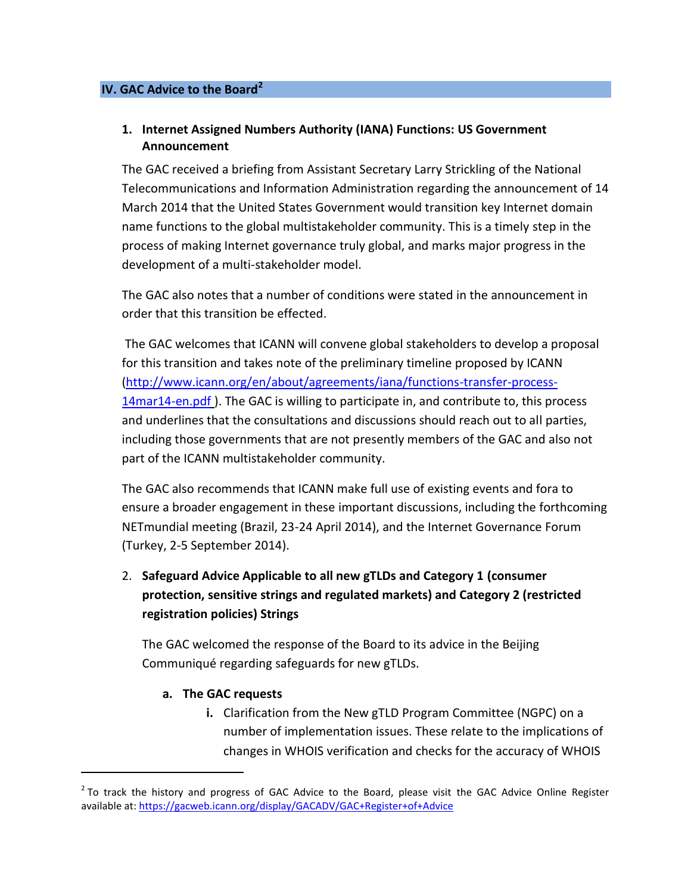## IV. GAC Advice to the Board[2]

1. **Internet Assigned Numbers Authority (IANA) Functions: US Government Announcement**

   The GAC received a briefing from Assistant Secretary Larry Strickling of the National Telecommunications and Information Administration regarding the announcement of 14 March 2014 that the United States Government would transition key Internet domain name functions to the global multistakeholder community. This is a timely step in the process of making Internet governance truly global, and marks major progress in the development of a multi-stakeholder model.

   The GAC also notes that a number of conditions were stated in the announcement in order that this transition be effected.

   The GAC welcomes that ICANN will convene global stakeholders to develop a proposal for this transition and takes note of the preliminary timeline proposed by ICANN ([http://www.icann.org/en/about/agreements/iana/functions-transfer-process-14mar14-en.pdf](http://www.icann.org/en/about/agreements/iana/functions-transfer-process-14mar14-en.pdf) ). The GAC is willing to participate in, and contribute to, this process and underlines that the consultations and discussions should reach out to all parties, including those governments that are not presently members of the GAC and also not part of the ICANN multistakeholder community.

   The GAC also recommends that ICANN make full use of existing events and fora to ensure a broader engagement in these important discussions, including the forthcoming NETmundial meeting (Brazil, 23-24 April 2014), and the Internet Governance Forum (Turkey, 2-5 September 2014).

2. **Safeguard Advice Applicable to all new gTLDs and Category 1 (consumer protection, sensitive strings and regulated markets) and Category 2 (restricted registration policies) Strings**

   The GAC welcomed the response of the Board to its advice in the Beijing Communiqué regarding safeguards for new gTLDs.

   a. **The GAC requests**

      i. Clarification from the New gTLD Program Committee (NGPC) on a number of implementation issues. These relate to the implications of changes in WHOIS verification and checks for the accuracy of WHOIS

---

[2] To track the history and progress of GAC Advice to the Board, please visit the GAC Advice Online Register available at: [https://gacweb.icann.org/display/GACADV/GAC+Register+of+Advice](https://gacweb.icann.org/display/GACADV/GAC+Register+of+Advice)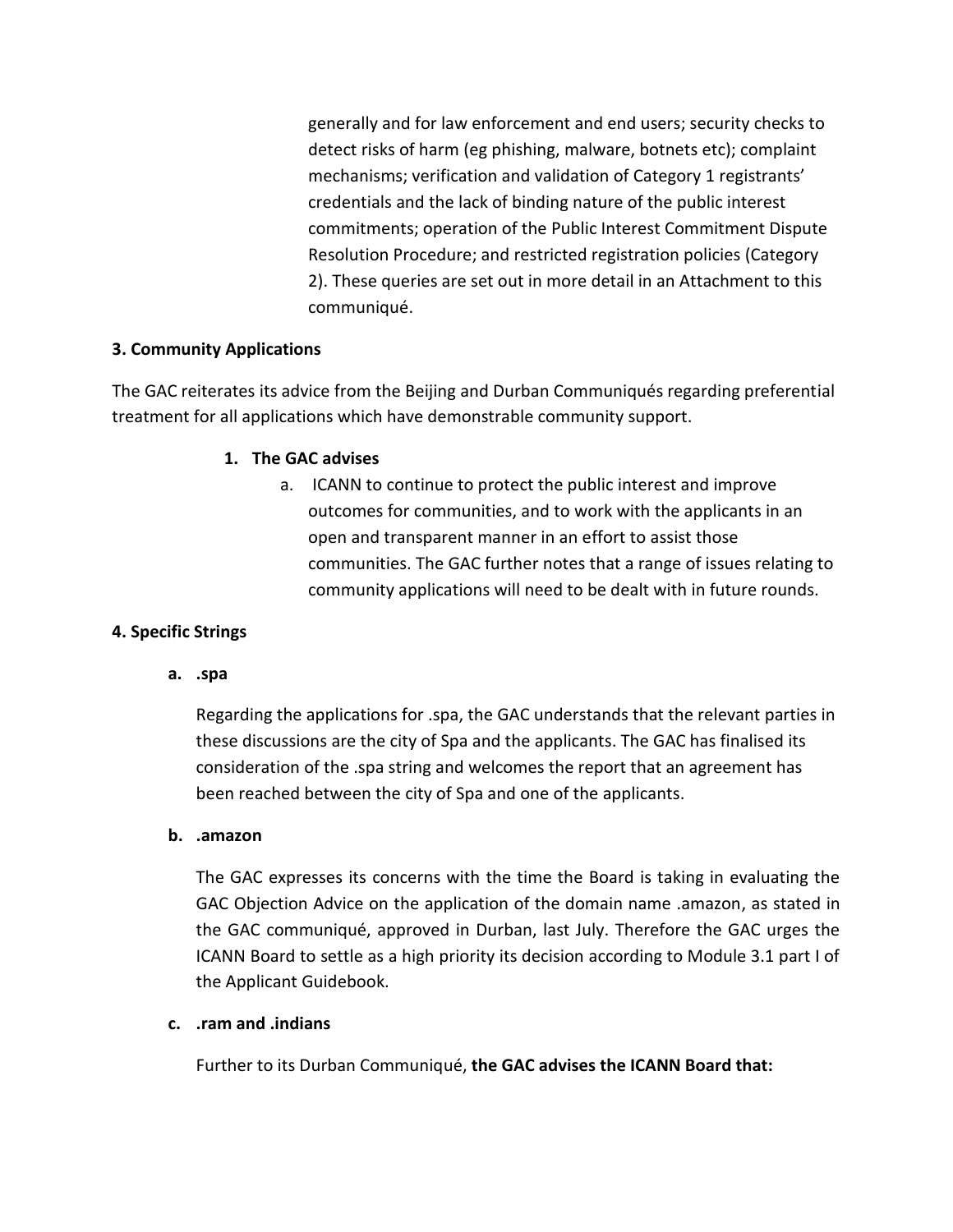generally and for law enforcement and end users; security checks to detect risks of harm (eg phishing, malware, botnets etc); complaint mechanisms; verification and validation of Category 1 registrants' credentials and the lack of binding nature of the public interest commitments; operation of the Public Interest Commitment Dispute Resolution Procedure; and restricted registration policies (Category 2). These queries are set out in more detail in an Attachment to this communiqué.

**3. Community Applications**

The GAC reiterates its advice from the Beijing and Durban Communiqués regarding preferential treatment for all applications which have demonstrable community support.

1. **The GAC advises**
   a. ICANN to continue to protect the public interest and improve outcomes for communities, and to work with the applicants in an open and transparent manner in an effort to assist those communities. The GAC further notes that a range of issues relating to community applications will need to be dealt with in future rounds.

**4. Specific Strings**

**a. .spa**

Regarding the applications for .spa, the GAC understands that the relevant parties in these discussions are the city of Spa and the applicants. The GAC has finalised its consideration of the .spa string and welcomes the report that an agreement has been reached between the city of Spa and one of the applicants.

**b. .amazon**

The GAC expresses its concerns with the time the Board is taking in evaluating the GAC Objection Advice on the application of the domain name .amazon, as stated in the GAC communiqué, approved in Durban, last July. Therefore the GAC urges the ICANN Board to settle as a high priority its decision according to Module 3.1 part I of the Applicant Guidebook.

**c. .ram and .indians**

Further to its Durban Communiqué, **the GAC advises the ICANN Board that:**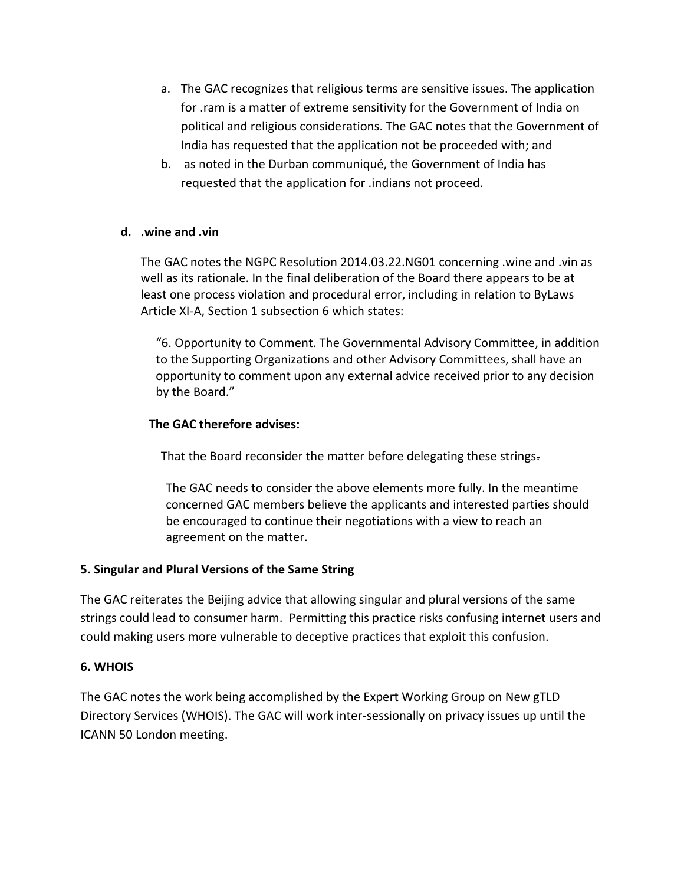a. The GAC recognizes that religious terms are sensitive issues. The application for .ram is a matter of extreme sensitivity for the Government of India on political and religious considerations. The GAC notes that the Government of India has requested that the application not be proceeded with; and
b. as noted in the Durban communiqué, the Government of India has requested that the application for .indians not proceed.

**d. .wine and .vin**

The GAC notes the NGPC Resolution 2014.03.22.NG01 concerning .wine and .vin as well as its rationale. In the final deliberation of the Board there appears to be at least one process violation and procedural error, including in relation to ByLaws Article XI-A, Section 1 subsection 6 which states:

> "6. Opportunity to Comment. The Governmental Advisory Committee, in addition to the Supporting Organizations and other Advisory Committees, shall have an opportunity to comment upon any external advice received prior to any decision by the Board."

**The GAC therefore advises:**

That the Board reconsider the matter before delegating these strings.

The GAC needs to consider the above elements more fully. In the meantime concerned GAC members believe the applicants and interested parties should be encouraged to continue their negotiations with a view to reach an agreement on the matter.

**5. Singular and Plural Versions of the Same String**

The GAC reiterates the Beijing advice that allowing singular and plural versions of the same strings could lead to consumer harm. Permitting this practice risks confusing internet users and could making users more vulnerable to deceptive practices that exploit this confusion.

**6. WHOIS**

The GAC notes the work being accomplished by the Expert Working Group on New gTLD Directory Services (WHOIS). The GAC will work inter-sessionally on privacy issues up until the ICANN 50 London meeting.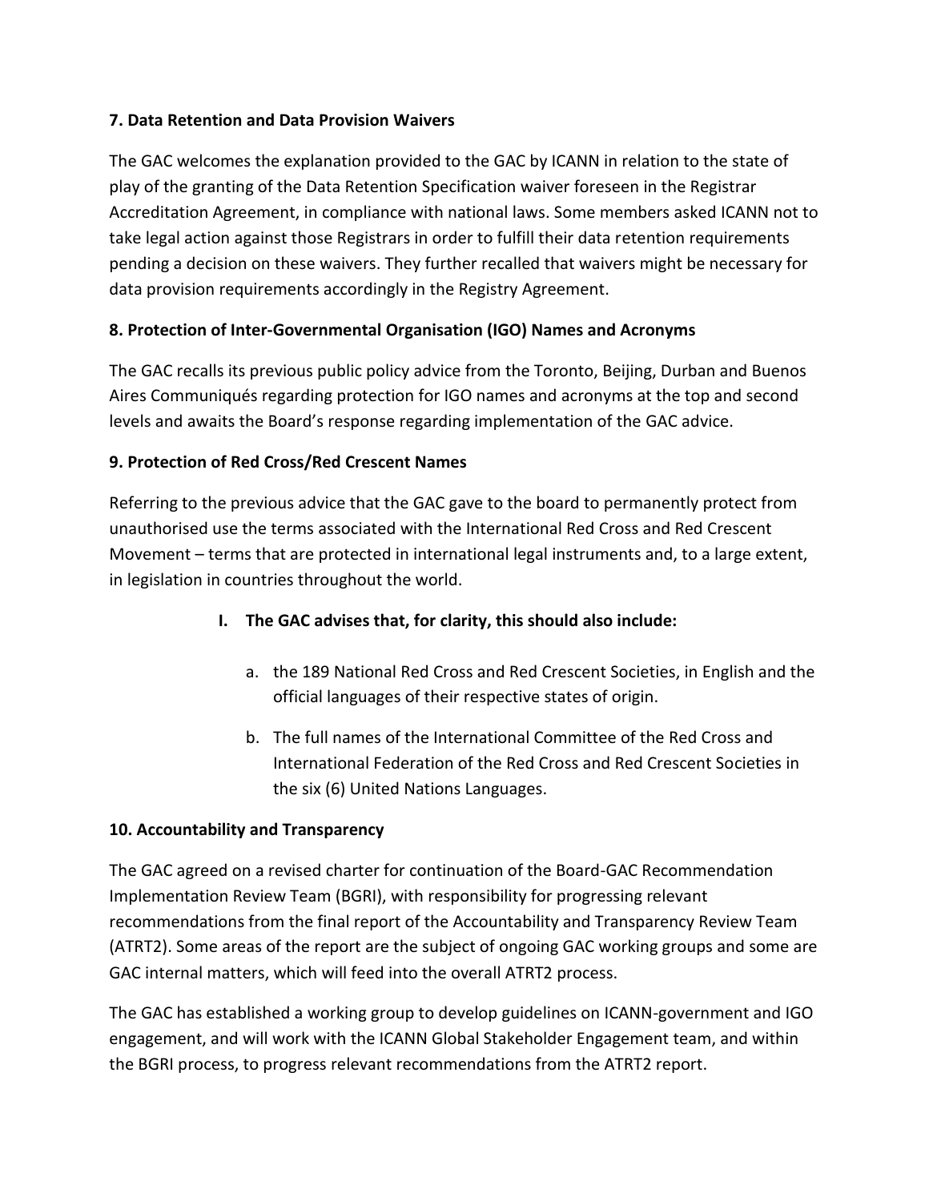**7. Data Retention and Data Provision Waivers**

The GAC welcomes the explanation provided to the GAC by ICANN in relation to the state of play of the granting of the Data Retention Specification waiver foreseen in the Registrar Accreditation Agreement, in compliance with national laws. Some members asked ICANN not to take legal action against those Registrars in order to fulfill their data retention requirements pending a decision on these waivers. They further recalled that waivers might be necessary for data provision requirements accordingly in the Registry Agreement.

**8. Protection of Inter-Governmental Organisation (IGO) Names and Acronyms**

The GAC recalls its previous public policy advice from the Toronto, Beijing, Durban and Buenos Aires Communiqués regarding protection for IGO names and acronyms at the top and second levels and awaits the Board's response regarding implementation of the GAC advice.

**9. Protection of Red Cross/Red Crescent Names**

Referring to the previous advice that the GAC gave to the board to permanently protect from unauthorised use the terms associated with the International Red Cross and Red Crescent Movement – terms that are protected in international legal instruments and, to a large extent, in legislation in countries throughout the world.

I. **The GAC advises that, for clarity, this should also include:**

   a. the 189 National Red Cross and Red Crescent Societies, in English and the official languages of their respective states of origin.

   b. The full names of the International Committee of the Red Cross and International Federation of the Red Cross and Red Crescent Societies in the six (6) United Nations Languages.

**10. Accountability and Transparency**

The GAC agreed on a revised charter for continuation of the Board-GAC Recommendation Implementation Review Team (BGRI), with responsibility for progressing relevant recommendations from the final report of the Accountability and Transparency Review Team (ATRT2). Some areas of the report are the subject of ongoing GAC working groups and some are GAC internal matters, which will feed into the overall ATRT2 process.

The GAC has established a working group to develop guidelines on ICANN-government and IGO engagement, and will work with the ICANN Global Stakeholder Engagement team, and within the BGRI process, to progress relevant recommendations from the ATRT2 report.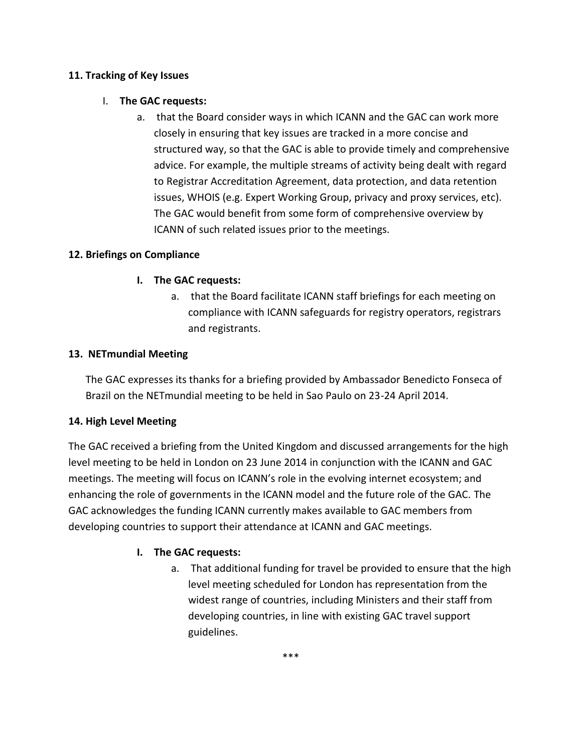**11. Tracking of Key Issues**

I. **The GAC requests:**

   a. that the Board consider ways in which ICANN and the GAC can work more closely in ensuring that key issues are tracked in a more concise and structured way, so that the GAC is able to provide timely and comprehensive advice. For example, the multiple streams of activity being dealt with regard to Registrar Accreditation Agreement, data protection, and data retention issues, WHOIS (e.g. Expert Working Group, privacy and proxy services, etc). The GAC would benefit from some form of comprehensive overview by ICANN of such related issues prior to the meetings.

**12. Briefings on Compliance**

**I. The GAC requests:**

   a. that the Board facilitate ICANN staff briefings for each meeting on compliance with ICANN safeguards for registry operators, registrars and registrants.

**13. NETmundial Meeting**

The GAC expresses its thanks for a briefing provided by Ambassador Benedicto Fonseca of Brazil on the NETmundial meeting to be held in Sao Paulo on 23-24 April 2014.

**14. High Level Meeting**

The GAC received a briefing from the United Kingdom and discussed arrangements for the high level meeting to be held in London on 23 June 2014 in conjunction with the ICANN and GAC meetings. The meeting will focus on ICANN's role in the evolving internet ecosystem; and enhancing the role of governments in the ICANN model and the future role of the GAC. The GAC acknowledges the funding ICANN currently makes available to GAC members from developing countries to support their attendance at ICANN and GAC meetings.

**I. The GAC requests:**

   a. That additional funding for travel be provided to ensure that the high level meeting scheduled for London has representation from the widest range of countries, including Ministers and their staff from developing countries, in line with existing GAC travel support guidelines.

***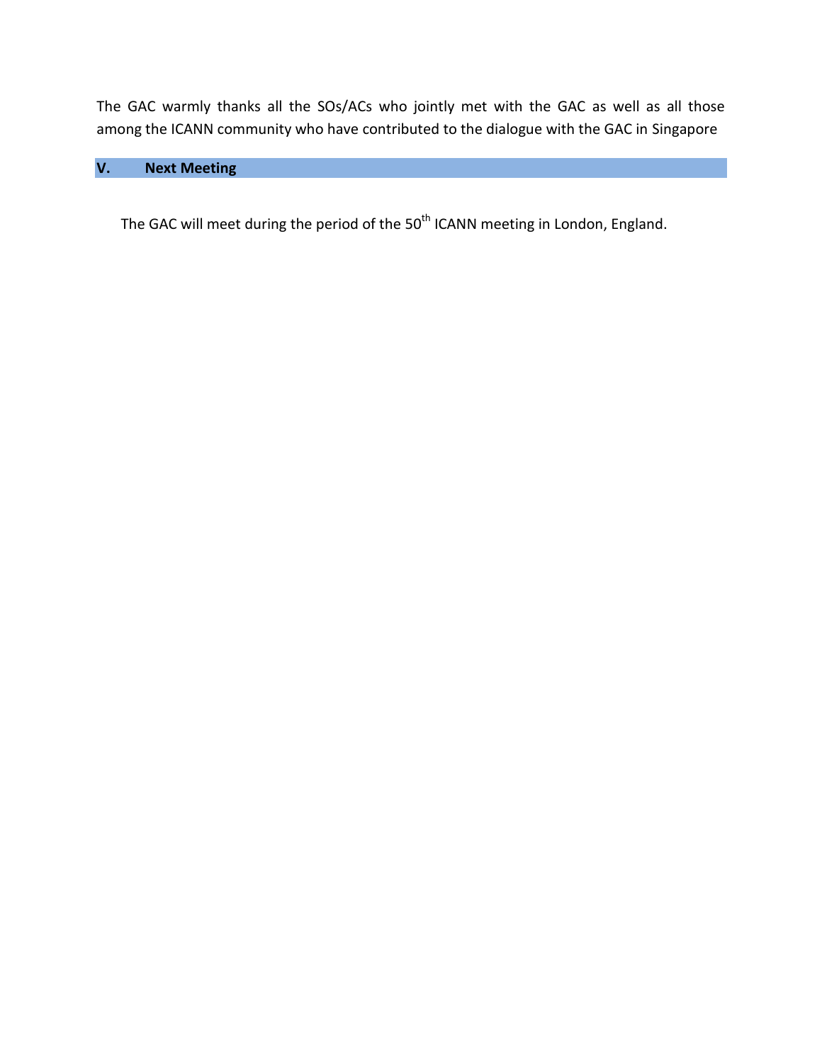The GAC warmly thanks all the SOs/ACs who jointly met with the GAC as well as all those among the ICANN community who have contributed to the dialogue with the GAC in Singapore

## V. Next Meeting

The GAC will meet during the period of the 50th ICANN meeting in London, England.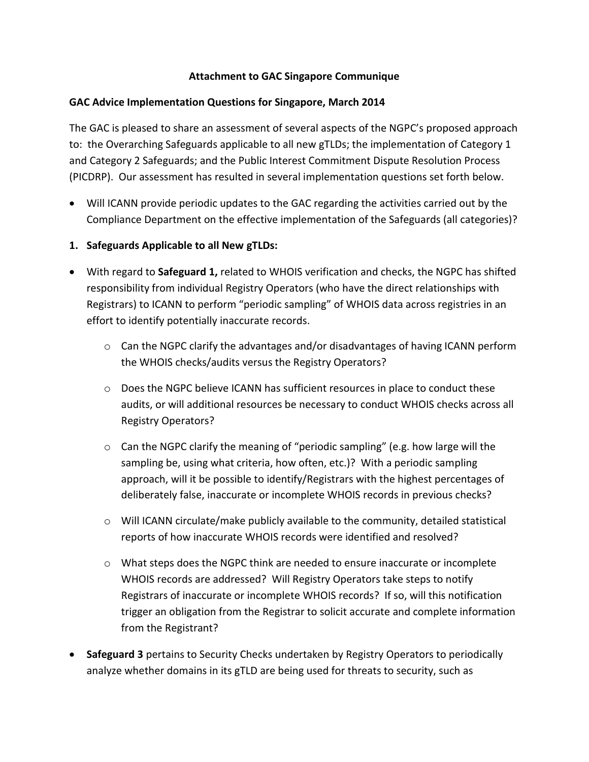**Attachment to GAC Singapore Communique**

**GAC Advice Implementation Questions for Singapore, March 2014**

The GAC is pleased to share an assessment of several aspects of the NGPC's proposed approach to: the Overarching Safeguards applicable to all new gTLDs; the implementation of Category 1 and Category 2 Safeguards; and the Public Interest Commitment Dispute Resolution Process (PICDRP). Our assessment has resulted in several implementation questions set forth below.

- Will ICANN provide periodic updates to the GAC regarding the activities carried out by the Compliance Department on the effective implementation of the Safeguards (all categories)?

**1. Safeguards Applicable to all New gTLDs:**

- With regard to **Safeguard 1,** related to WHOIS verification and checks, the NGPC has shifted responsibility from individual Registry Operators (who have the direct relationships with Registrars) to ICANN to perform "periodic sampling" of WHOIS data across registries in an effort to identify potentially inaccurate records.
  - Can the NGPC clarify the advantages and/or disadvantages of having ICANN perform the WHOIS checks/audits versus the Registry Operators?
  - Does the NGPC believe ICANN has sufficient resources in place to conduct these audits, or will additional resources be necessary to conduct WHOIS checks across all Registry Operators?
  - Can the NGPC clarify the meaning of "periodic sampling" (e.g. how large will the sampling be, using what criteria, how often, etc.)? With a periodic sampling approach, will it be possible to identify/Registrars with the highest percentages of deliberately false, inaccurate or incomplete WHOIS records in previous checks?
  - Will ICANN circulate/make publicly available to the community, detailed statistical reports of how inaccurate WHOIS records were identified and resolved?
  - What steps does the NGPC think are needed to ensure inaccurate or incomplete WHOIS records are addressed? Will Registry Operators take steps to notify Registrars of inaccurate or incomplete WHOIS records? If so, will this notification trigger an obligation from the Registrar to solicit accurate and complete information from the Registrant?

- **Safeguard 3** pertains to Security Checks undertaken by Registry Operators to periodically analyze whether domains in its gTLD are being used for threats to security, such as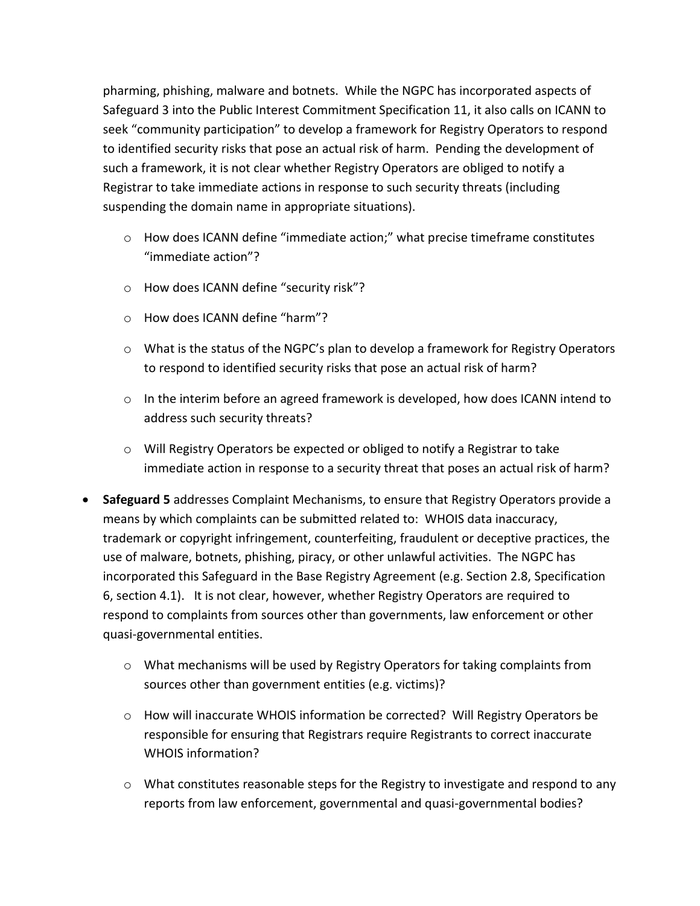pharming, phishing, malware and botnets. While the NGPC has incorporated aspects of Safeguard 3 into the Public Interest Commitment Specification 11, it also calls on ICANN to seek "community participation" to develop a framework for Registry Operators to respond to identified security risks that pose an actual risk of harm. Pending the development of such a framework, it is not clear whether Registry Operators are obliged to notify a Registrar to take immediate actions in response to such security threats (including suspending the domain name in appropriate situations).

  - How does ICANN define "immediate action;" what precise timeframe constitutes "immediate action"?
  - How does ICANN define "security risk"?
  - How does ICANN define "harm"?
  - What is the status of the NGPC's plan to develop a framework for Registry Operators to respond to identified security risks that pose an actual risk of harm?
  - In the interim before an agreed framework is developed, how does ICANN intend to address such security threats?
  - Will Registry Operators be expected or obliged to notify a Registrar to take immediate action in response to a security threat that poses an actual risk of harm?

- **Safeguard 5** addresses Complaint Mechanisms, to ensure that Registry Operators provide a means by which complaints can be submitted related to: WHOIS data inaccuracy, trademark or copyright infringement, counterfeiting, fraudulent or deceptive practices, the use of malware, botnets, phishing, piracy, or other unlawful activities. The NGPC has incorporated this Safeguard in the Base Registry Agreement (e.g. Section 2.8, Specification 6, section 4.1). It is not clear, however, whether Registry Operators are required to respond to complaints from sources other than governments, law enforcement or other quasi-governmental entities.
  - What mechanisms will be used by Registry Operators for taking complaints from sources other than government entities (e.g. victims)?
  - How will inaccurate WHOIS information be corrected? Will Registry Operators be responsible for ensuring that Registrars require Registrants to correct inaccurate WHOIS information?
  - What constitutes reasonable steps for the Registry to investigate and respond to any reports from law enforcement, governmental and quasi-governmental bodies?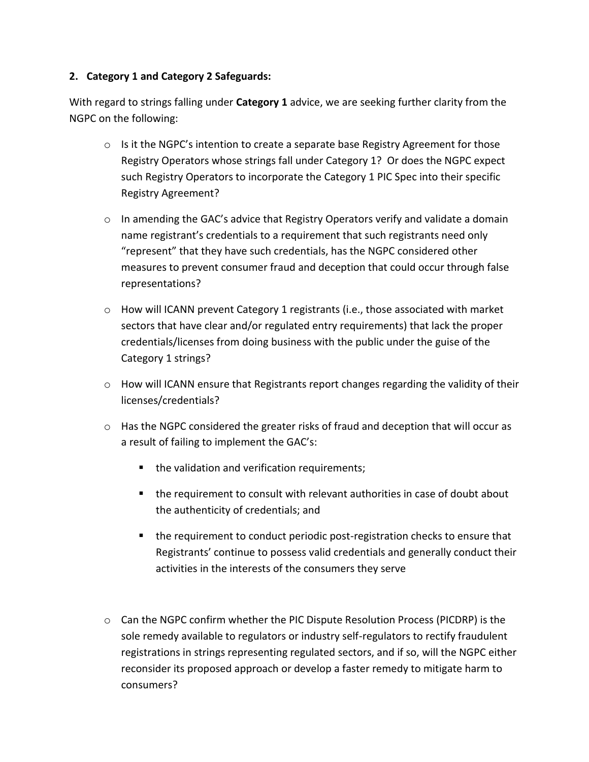**2. Category 1 and Category 2 Safeguards:**

With regard to strings falling under **Category 1** advice, we are seeking further clarity from the NGPC on the following:

- Is it the NGPC's intention to create a separate base Registry Agreement for those Registry Operators whose strings fall under Category 1? Or does the NGPC expect such Registry Operators to incorporate the Category 1 PIC Spec into their specific Registry Agreement?
- In amending the GAC's advice that Registry Operators verify and validate a domain name registrant's credentials to a requirement that such registrants need only "represent" that they have such credentials, has the NGPC considered other measures to prevent consumer fraud and deception that could occur through false representations?
- How will ICANN prevent Category 1 registrants (i.e., those associated with market sectors that have clear and/or regulated entry requirements) that lack the proper credentials/licenses from doing business with the public under the guise of the Category 1 strings?
- How will ICANN ensure that Registrants report changes regarding the validity of their licenses/credentials?
- Has the NGPC considered the greater risks of fraud and deception that will occur as a result of failing to implement the GAC's:
  - the validation and verification requirements;
  - the requirement to consult with relevant authorities in case of doubt about the authenticity of credentials; and
  - the requirement to conduct periodic post-registration checks to ensure that Registrants' continue to possess valid credentials and generally conduct their activities in the interests of the consumers they serve
- Can the NGPC confirm whether the PIC Dispute Resolution Process (PICDRP) is the sole remedy available to regulators or industry self-regulators to rectify fraudulent registrations in strings representing regulated sectors, and if so, will the NGPC either reconsider its proposed approach or develop a faster remedy to mitigate harm to consumers?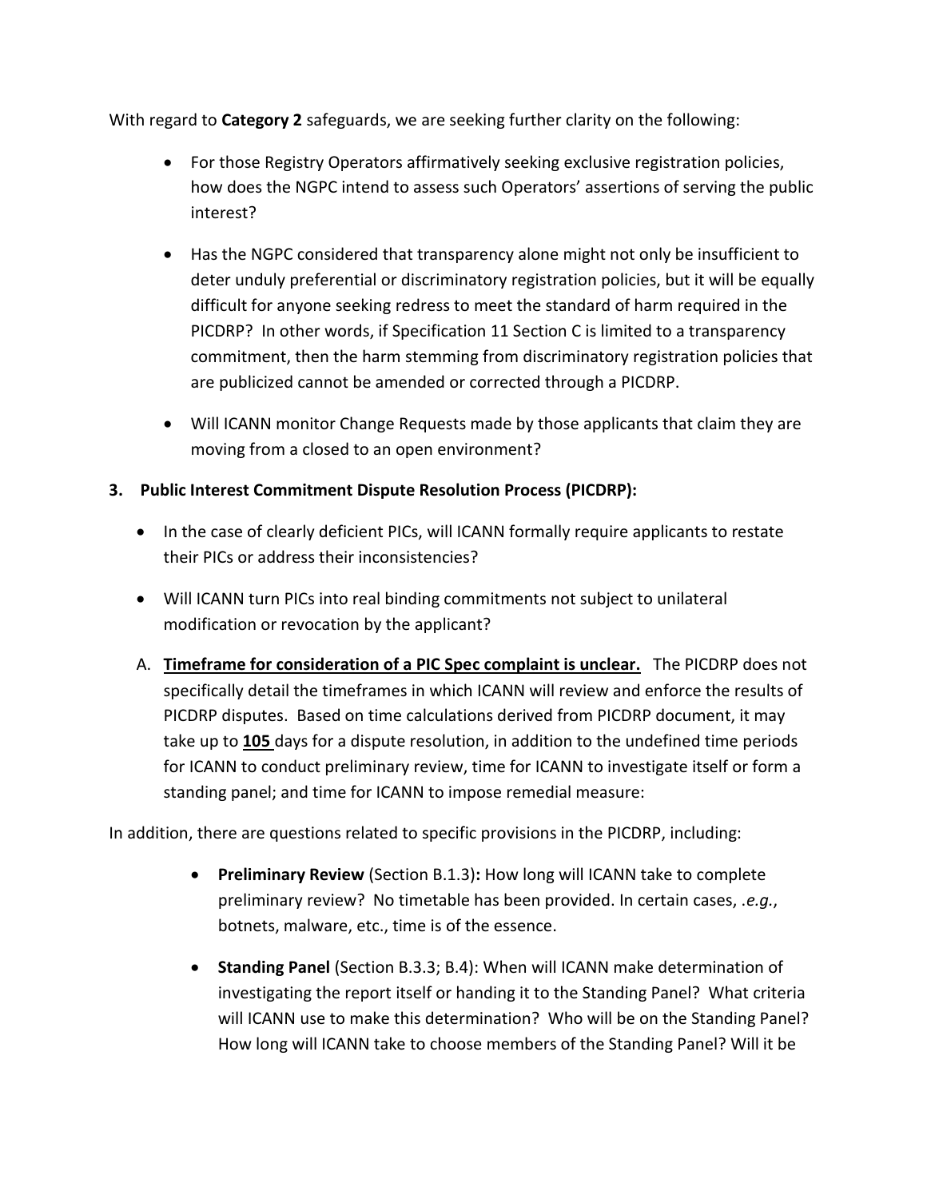With regard to **Category 2** safeguards, we are seeking further clarity on the following:

- For those Registry Operators affirmatively seeking exclusive registration policies, how does the NGPC intend to assess such Operators' assertions of serving the public interest?
- Has the NGPC considered that transparency alone might not only be insufficient to deter unduly preferential or discriminatory registration policies, but it will be equally difficult for anyone seeking redress to meet the standard of harm required in the PICDRP? In other words, if Specification 11 Section C is limited to a transparency commitment, then the harm stemming from discriminatory registration policies that are publicized cannot be amended or corrected through a PICDRP.
- Will ICANN monitor Change Requests made by those applicants that claim they are moving from a closed to an open environment?

**3. Public Interest Commitment Dispute Resolution Process (PICDRP):**

- In the case of clearly deficient PICs, will ICANN formally require applicants to restate their PICs or address their inconsistencies?
- Will ICANN turn PICs into real binding commitments not subject to unilateral modification or revocation by the applicant?

A. **<u>Timeframe for consideration of a PIC Spec complaint is unclear.</u>** The PICDRP does not specifically detail the timeframes in which ICANN will review and enforce the results of PICDRP disputes. Based on time calculations derived from PICDRP document, it may take up to **<u>105</u>** days for a dispute resolution, in addition to the undefined time periods for ICANN to conduct preliminary review, time for ICANN to investigate itself or form a standing panel; and time for ICANN to impose remedial measure:

In addition, there are questions related to specific provisions in the PICDRP, including:

- **Preliminary Review** (Section B.1.3)**:** How long will ICANN take to complete preliminary review? No timetable has been provided. In certain cases, .*e.g.*, botnets, malware, etc., time is of the essence.
- **Standing Panel** (Section B.3.3; B.4): When will ICANN make determination of investigating the report itself or handing it to the Standing Panel? What criteria will ICANN use to make this determination? Who will be on the Standing Panel? How long will ICANN take to choose members of the Standing Panel? Will it be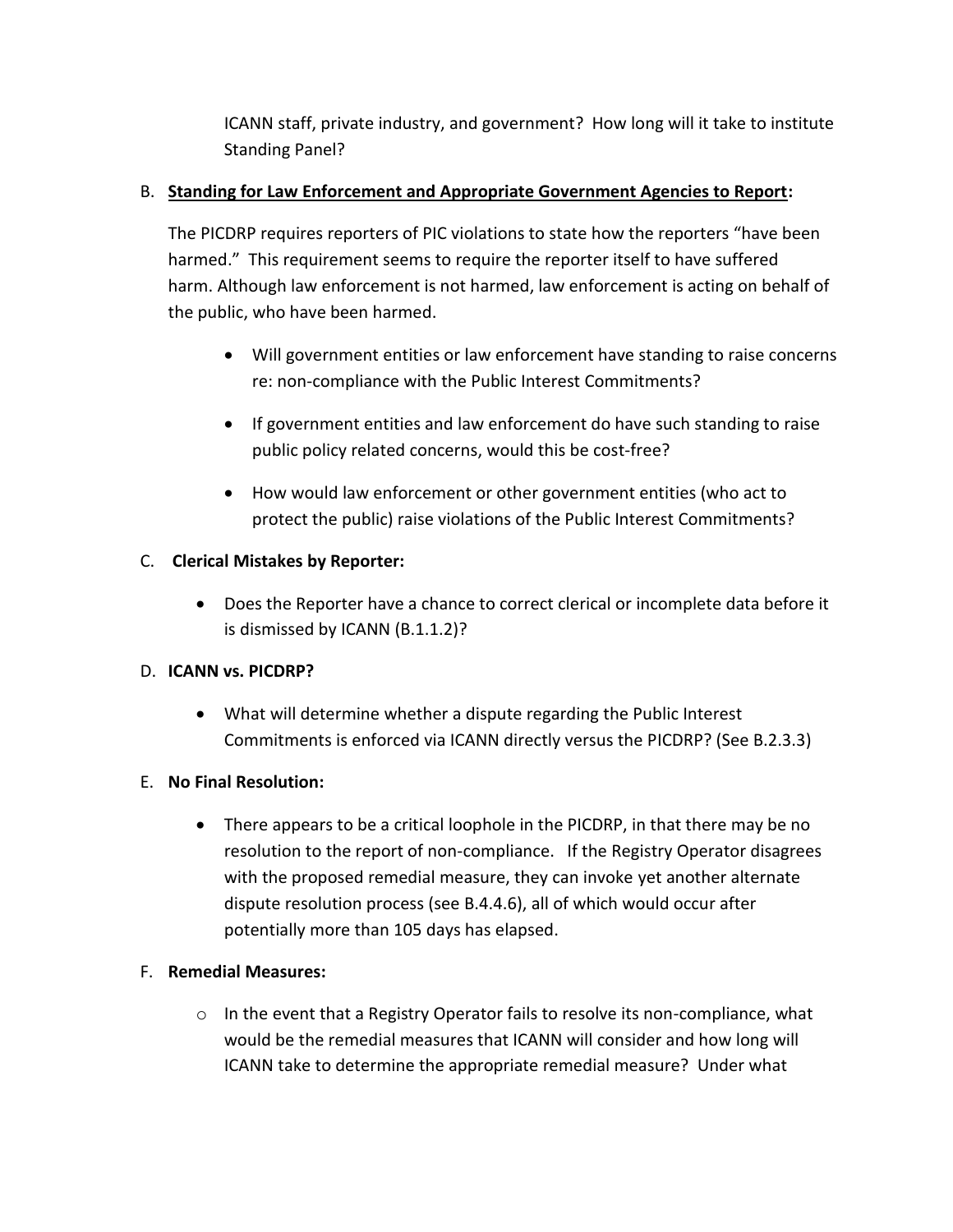ICANN staff, private industry, and government? How long will it take to institute Standing Panel?

B. **Standing for Law Enforcement and Appropriate Government Agencies to Report:**

The PICDRP requires reporters of PIC violations to state how the reporters "have been harmed." This requirement seems to require the reporter itself to have suffered harm. Although law enforcement is not harmed, law enforcement is acting on behalf of the public, who have been harmed.

- Will government entities or law enforcement have standing to raise concerns re: non-compliance with the Public Interest Commitments?
- If government entities and law enforcement do have such standing to raise public policy related concerns, would this be cost-free?
- How would law enforcement or other government entities (who act to protect the public) raise violations of the Public Interest Commitments?

C. **Clerical Mistakes by Reporter:**

- Does the Reporter have a chance to correct clerical or incomplete data before it is dismissed by ICANN (B.1.1.2)?

D. **ICANN vs. PICDRP?**

- What will determine whether a dispute regarding the Public Interest Commitments is enforced via ICANN directly versus the PICDRP? (See B.2.3.3)

E. **No Final Resolution:**

- There appears to be a critical loophole in the PICDRP, in that there may be no resolution to the report of non-compliance. If the Registry Operator disagrees with the proposed remedial measure, they can invoke yet another alternate dispute resolution process (see B.4.4.6), all of which would occur after potentially more than 105 days has elapsed.

F. **Remedial Measures:**

- In the event that a Registry Operator fails to resolve its non-compliance, what would be the remedial measures that ICANN will consider and how long will ICANN take to determine the appropriate remedial measure? Under what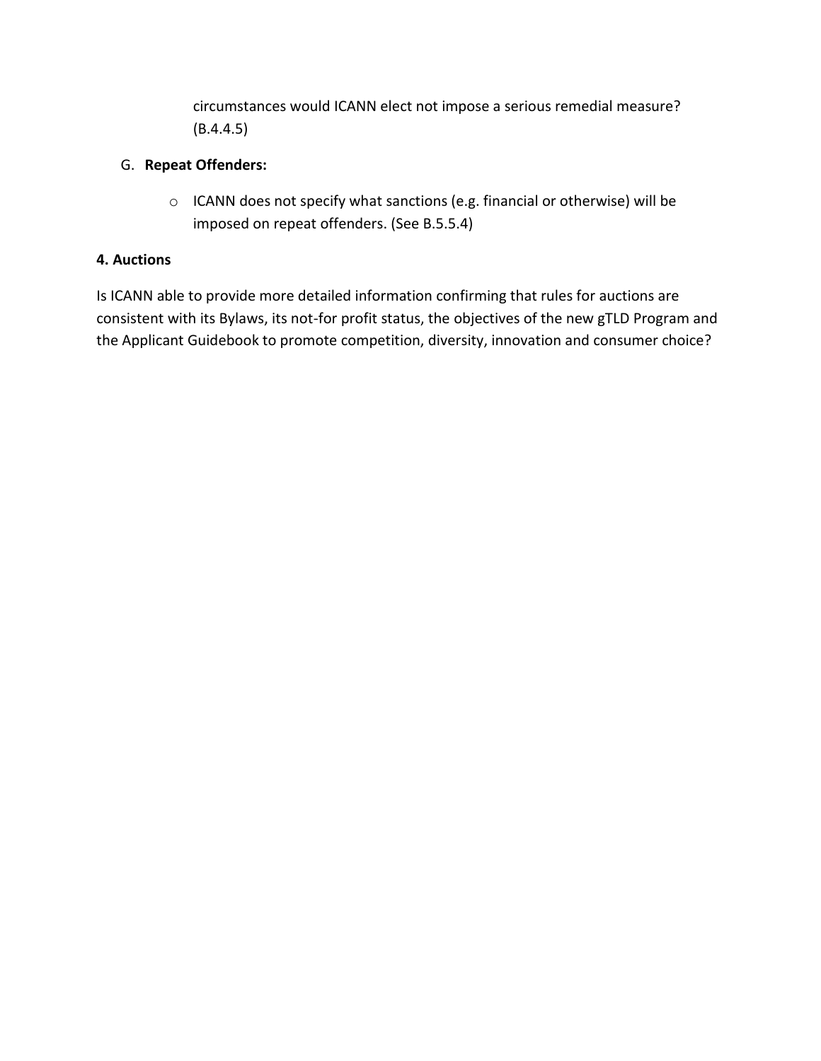circumstances would ICANN elect not impose a serious remedial measure? (B.4.4.5)

G. **Repeat Offenders:**

- ICANN does not specify what sanctions (e.g. financial or otherwise) will be imposed on repeat offenders. (See B.5.5.4)

**4. Auctions**

Is ICANN able to provide more detailed information confirming that rules for auctions are consistent with its Bylaws, its not-for profit status, the objectives of the new gTLD Program and the Applicant Guidebook to promote competition, diversity, innovation and consumer choice?